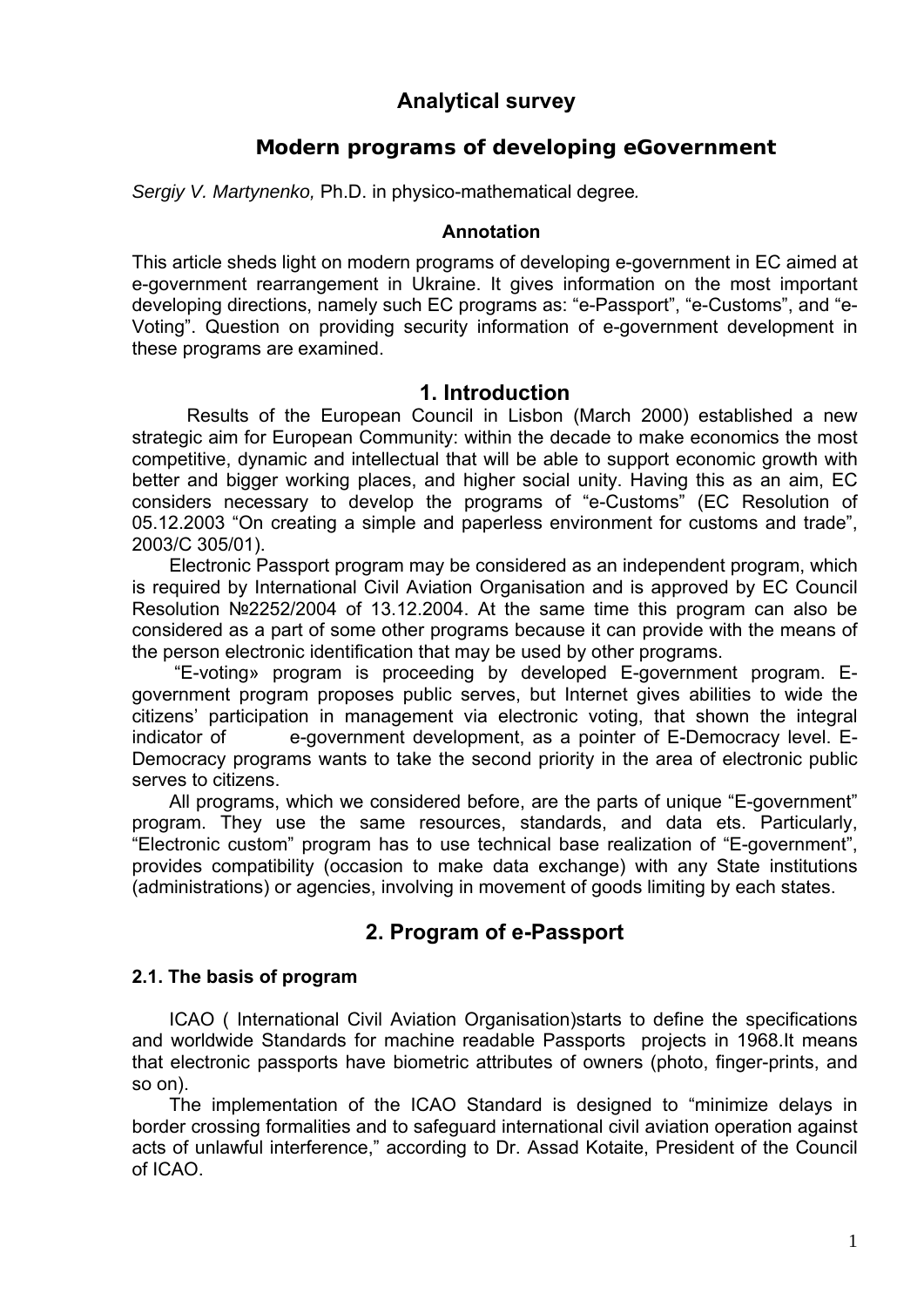# Analytical survey

## Modern programs of developing eGovernment

*Sergiy V. Martynenko,* Ph.D. in physico-mathematical degree*.*

**Annotation**

This article sheds light on modern programs of developing e-government in EC aimed at e-government rearrangement in Ukraine. It gives information on the most important developing directions, namely such EC programs as: “e-Passport”, “e-Customs”, and “e-Voting”. Question on providing security information of e-government development in these programs are examined.

## 1. Introduction

Results of the European Council in Lisbon (March 2000) established a new strategic aim for European Community: within the decade to make economics the most competitive, dynamic and intellectual that will be able to support economic growth with better and bigger working places, and higher social unity. Having this as an aim, EC considers necessary to develop the programs of “e-Customs” (EC Resolution of 05.12.2003 “On creating a simple and paperless environment for customs and trade”, 2003/C 305/01).

Electronic Passport program may be considered as an independent program, which is required by International Civil Aviation Organisation and is approved by EC Council Resolution №2252/2004 of 13.12.2004. At the same time this program can also be considered as a part of some other programs because it can provide with the means of the person electronic identification that may be used by other programs.

“E-voting» program is proceeding by developed E-government program. E-government program proposes public serves, but Internet gives abilities to wide the citizens’ participation in management via electronic voting, that shown the integral indicator of e-government development, as a pointer of E-Democracy level. E-Democracy programs wants to take the second priority in the area of electronic public serves to citizens.

All programs, which we considered before, are the parts of unique “E-government” program. They use the same resources, standards, and data ets. Particularly, “Electronic custom” program has to use technical base realization of “E-government”, provides compatibility (occasion to make data exchange) with any State institutions (administrations) or agencies, involving in movement of goods limiting by each states.

## 2. Program of e-Passport

### 2.1. The basis of program

ICAO ( International Civil Aviation Organisation)starts to define the specifications and worldwide Standards for machine readable Passports projects in 1968.It means that electronic passports have biometric attributes of owners (photo, finger-prints, and so on).

The implementation of the ICAO Standard is designed to “minimize delays in border crossing formalities and to safeguard international civil aviation operation against acts of unlawful interference,” according to Dr. Assad Kotaite, President of the Council of ICAO.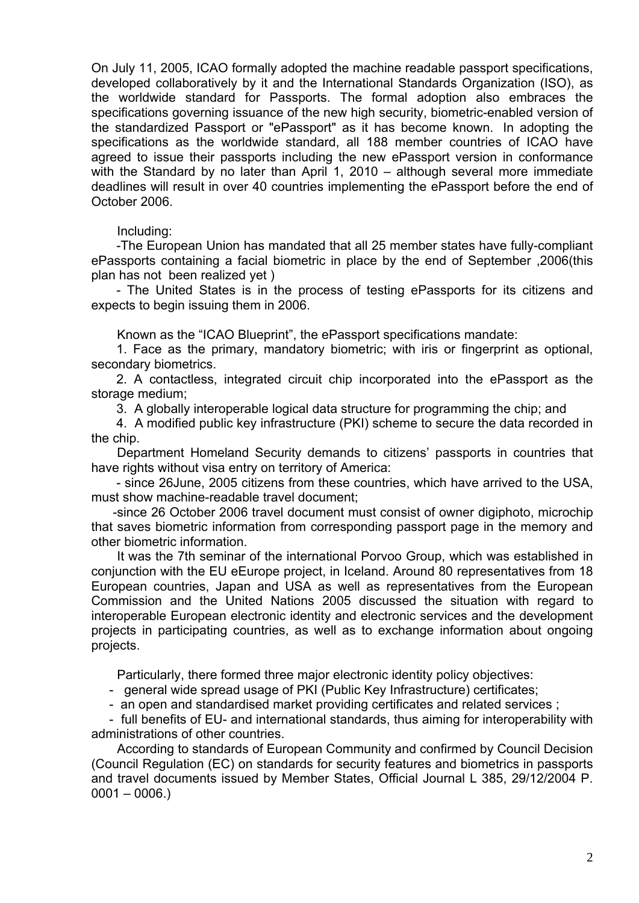On July 11, 2005, ICAO formally adopted the machine readable passport specifications, developed collaboratively by it and the International Standards Organization (ISO), as the worldwide standard for Passports. The formal adoption also embraces the specifications governing issuance of the new high security, biometric-enabled version of the standardized Passport or "ePassport" as it has become known. In adopting the specifications as the worldwide standard, all 188 member countries of ICAO have agreed to issue their passports including the new ePassport version in conformance with the Standard by no later than April 1, 2010 – although several more immediate deadlines will result in over 40 countries implementing the ePassport before the end of October 2006.

Including:

-The European Union has mandated that all 25 member states have fully-compliant ePassports containing a facial biometric in place by the end of September ,2006(this plan has not been realized yet )

- The United States is in the process of testing ePassports for its citizens and expects to begin issuing them in 2006.

Known as the "ICAO Blueprint", the ePassport specifications mandate:

1. Face as the primary, mandatory biometric; with iris or fingerprint as optional, secondary biometrics.
2. A contactless, integrated circuit chip incorporated into the ePassport as the storage medium;
3. A globally interoperable logical data structure for programming the chip; and
4. A modified public key infrastructure (PKI) scheme to secure the data recorded in the chip.

Department Homeland Security demands to citizens' passports in countries that have rights without visa entry on territory of America:

- since 26June, 2005 citizens from these countries, which have arrived to the USA, must show machine-readable travel document;

-since 26 October 2006 travel document must consist of owner digiphoto, microchip that saves biometric information from corresponding passport page in the memory and other biometric information.

It was the 7th seminar of the international Porvoo Group, which was established in conjunction with the EU eEurope project, in Iceland. Around 80 representatives from 18 European countries, Japan and USA as well as representatives from the European Commission and the United Nations 2005 discussed the situation with regard to interoperable European electronic identity and electronic services and the development projects in participating countries, as well as to exchange information about ongoing projects.

Particularly, there formed three major electronic identity policy objectives:

- general wide spread usage of PKI (Public Key Infrastructure) certificates;
- an open and standardised market providing certificates and related services ;
- full benefits of EU- and international standards, thus aiming for interoperability with administrations of other countries.

According to standards of European Community and confirmed by Council Decision (Council Regulation (EC) on standards for security features and biometrics in passports and travel documents issued by Member States, Official Journal L 385, 29/12/2004 P. 0001 – 0006.)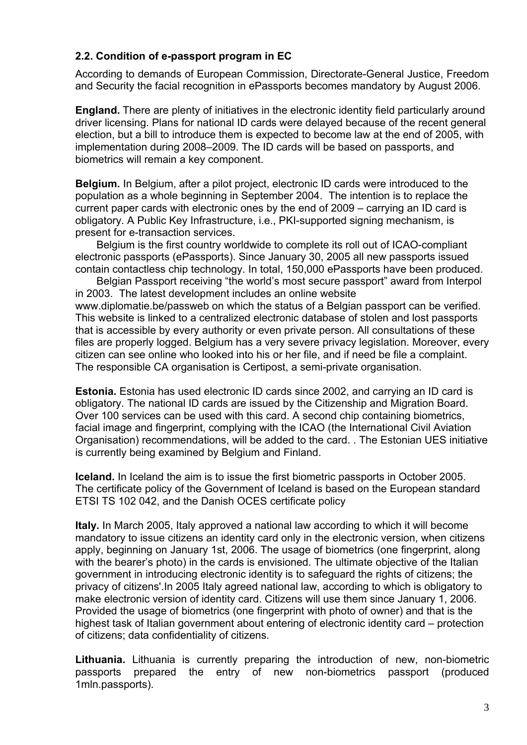## 2.2. Condition of e-passport program in EC

According to demands of European Commission, Directorate-General Justice, Freedom and Security the facial recognition in ePassports becomes mandatory by August 2006.

**England.** There are plenty of initiatives in the electronic identity field particularly around driver licensing. Plans for national ID cards were delayed because of the recent general election, but a bill to introduce them is expected to become law at the end of 2005, with implementation during 2008–2009. The ID cards will be based on passports, and biometrics will remain a key component.

**Belgium.** In Belgium, after a pilot project, electronic ID cards were introduced to the population as a whole beginning in September 2004. The intention is to replace the current paper cards with electronic ones by the end of 2009 – carrying an ID card is obligatory. A Public Key Infrastructure, i.e., PKI-supported signing mechanism, is present for e-transaction services.

Belgium is the first country worldwide to complete its roll out of ICAO-compliant electronic passports (ePassports). Since January 30, 2005 all new passports issued contain contactless chip technology. In total, 150,000 ePassports have been produced.

Belgian Passport receiving "the world's most secure passport" award from Interpol in 2003. The latest development includes an online website www.diplomatie.be/passweb on which the status of a Belgian passport can be verified. This website is linked to a centralized electronic database of stolen and lost passports that is accessible by every authority or even private person. All consultations of these files are properly logged. Belgium has a very severe privacy legislation. Moreover, every citizen can see online who looked into his or her file, and if need be file a complaint. The responsible CA organisation is Certipost, a semi-private organisation.

**Estonia.** Estonia has used electronic ID cards since 2002, and carrying an ID card is obligatory. The national ID cards are issued by the Citizenship and Migration Board. Over 100 services can be used with this card. A second chip containing biometrics, facial image and fingerprint, complying with the ICAO (the International Civil Aviation Organisation) recommendations, will be added to the card. . The Estonian UES initiative is currently being examined by Belgium and Finland.

**Iceland.** In Iceland the aim is to issue the first biometric passports in October 2005. The certificate policy of the Government of Iceland is based on the European standard ETSI TS 102 042, and the Danish OCES certificate policy

**Italy.** In March 2005, Italy approved a national law according to which it will become mandatory to issue citizens an identity card only in the electronic version, when citizens apply, beginning on January 1st, 2006. The usage of biometrics (one fingerprint, along with the bearer's photo) in the cards is envisioned. The ultimate objective of the Italian government in introducing electronic identity is to safeguard the rights of citizens; the privacy of citizens'.In 2005 Italy agreed national law, according to which is obligatory to make electronic version of identity card. Citizens will use them since January 1, 2006. Provided the usage of biometrics (one fingerprint with photo of owner) and that is the highest task of Italian government about entering of electronic identity card – protection of citizens; data confidentiality of citizens.

**Lithuania.** Lithuania is currently preparing the introduction of new, non-biometric passports prepared the entry of new non-biometrics passport (produced 1mln.passports).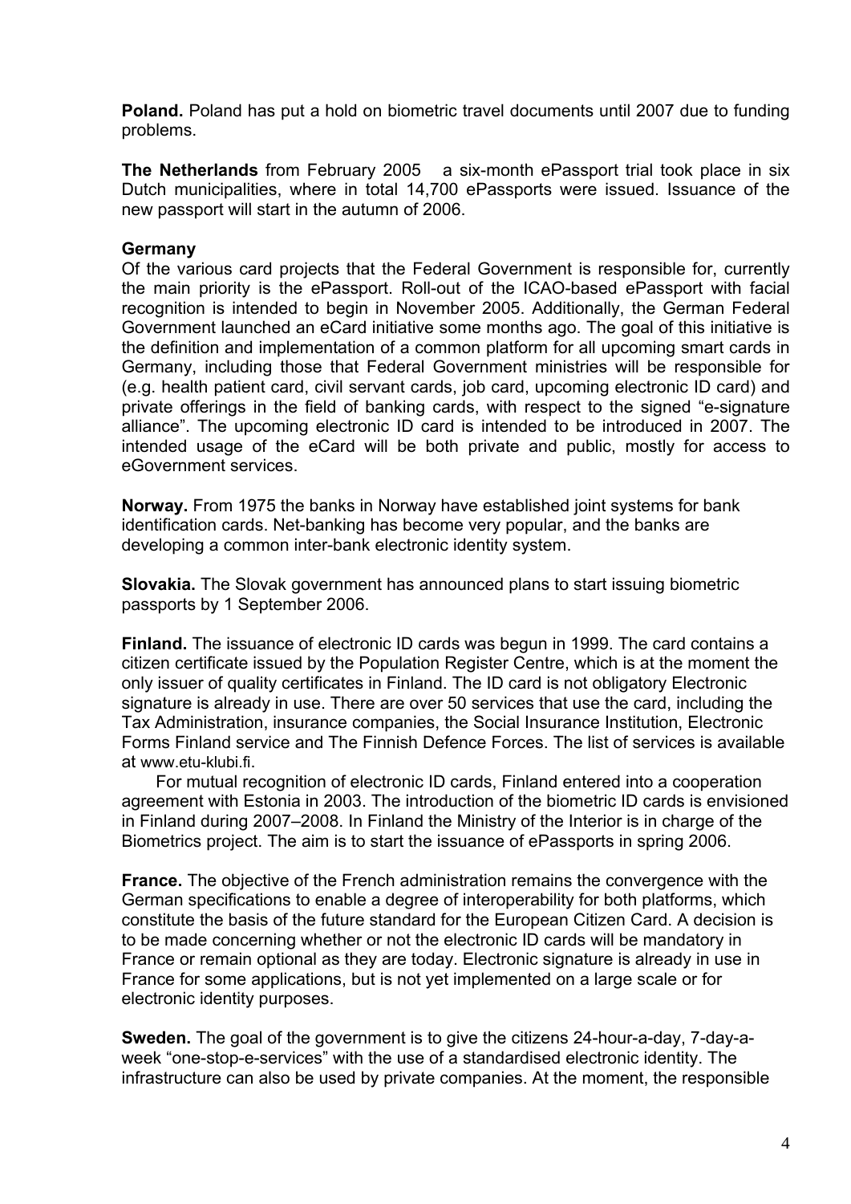**Poland.** Poland has put a hold on biometric travel documents until 2007 due to funding problems.

**The Netherlands** from February 2005  a six-month ePassport trial took place in six Dutch municipalities, where in total 14,700 ePassports were issued. Issuance of the new passport will start in the autumn of 2006.

**Germany**

Of the various card projects that the Federal Government is responsible for, currently the main priority is the ePassport. Roll-out of the ICAO-based ePassport with facial recognition is intended to begin in November 2005. Additionally, the German Federal Government launched an eCard initiative some months ago. The goal of this initiative is the definition and implementation of a common platform for all upcoming smart cards in Germany, including those that Federal Government ministries will be responsible for (e.g. health patient card, civil servant cards, job card, upcoming electronic ID card) and private offerings in the field of banking cards, with respect to the signed "e-signature alliance". The upcoming electronic ID card is intended to be introduced in 2007. The intended usage of the eCard will be both private and public, mostly for access to eGovernment services.

**Norway.** From 1975 the banks in Norway have established joint systems for bank identification cards. Net-banking has become very popular, and the banks are developing a common inter-bank electronic identity system.

**Slovakia.** The Slovak government has announced plans to start issuing biometric passports by 1 September 2006.

**Finland.** The issuance of electronic ID cards was begun in 1999. The card contains a citizen certificate issued by the Population Register Centre, which is at the moment the only issuer of quality certificates in Finland. The ID card is not obligatory Electronic signature is already in use. There are over 50 services that use the card, including the Tax Administration, insurance companies, the Social Insurance Institution, Electronic Forms Finland service and The Finnish Defence Forces. The list of services is available at www.etu-klubi.fi.

For mutual recognition of electronic ID cards, Finland entered into a cooperation agreement with Estonia in 2003. The introduction of the biometric ID cards is envisioned in Finland during 2007–2008. In Finland the Ministry of the Interior is in charge of the Biometrics project. The aim is to start the issuance of ePassports in spring 2006.

**France.** The objective of the French administration remains the convergence with the German specifications to enable a degree of interoperability for both platforms, which constitute the basis of the future standard for the European Citizen Card. A decision is to be made concerning whether or not the electronic ID cards will be mandatory in France or remain optional as they are today. Electronic signature is already in use in France for some applications, but is not yet implemented on a large scale or for electronic identity purposes.

**Sweden.** The goal of the government is to give the citizens 24-hour-a-day, 7-day-a-week "one-stop-e-services" with the use of a standardised electronic identity. The infrastructure can also be used by private companies. At the moment, the responsible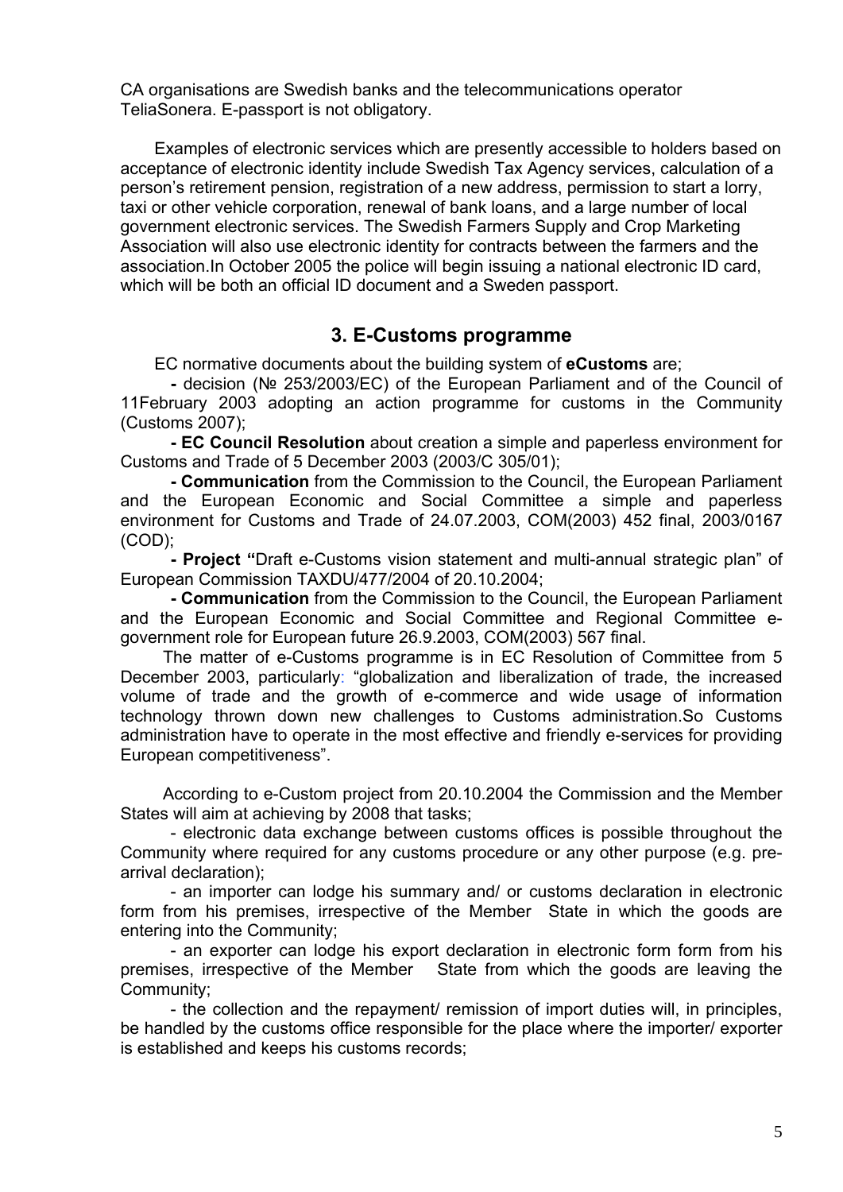CA organisations are Swedish banks and the telecommunications operator TeliaSonera. E-passport is not obligatory.

Examples of electronic services which are presently accessible to holders based on acceptance of electronic identity include Swedish Tax Agency services, calculation of a person's retirement pension, registration of a new address, permission to start a lorry, taxi or other vehicle corporation, renewal of bank loans, and a large number of local government electronic services. The Swedish Farmers Supply and Crop Marketing Association will also use electronic identity for contracts between the farmers and the association.In October 2005 the police will begin issuing a national electronic ID card, which will be both an official ID document and a Sweden passport.

## 3. E-Customs programme

EC normative documents about the building system of **eCustoms** are;

**-** decision (№ 253/2003/EC) of the European Parliament and of the Council of 11February 2003 adopting an action programme for customs in the Community (Customs 2007);

**- EC Council Resolution** about creation a simple and paperless environment for Customs and Trade of 5 December 2003 (2003/C 305/01);

**- Communication** from the Commission to the Council, the European Parliament and the European Economic and Social Committee a simple and paperless environment for Customs and Trade of 24.07.2003, COM(2003) 452 final, 2003/0167 (COD);

**- Project "**Draft e-Customs vision statement and multi-annual strategic plan" of European Commission TAXDU/477/2004 of 20.10.2004;

**- Communication** from the Commission to the Council, the European Parliament and the European Economic and Social Committee and Regional Committee e-government role for European future 26.9.2003, COM(2003) 567 final.

The matter of e-Customs programme is in EC Resolution of Committee from 5 December 2003, particularly: "globalization and liberalization of trade, the increased volume of trade and the growth of e-commerce and wide usage of information technology thrown down new challenges to Customs administration.So Customs administration have to operate in the most effective and friendly e-services for providing European competitiveness".

According to e-Custom project from 20.10.2004 the Commission and the Member States will aim at achieving by 2008 that tasks;

- electronic data exchange between customs offices is possible throughout the Community where required for any customs procedure or any other purpose (e.g. pre-arrival declaration);

- an importer can lodge his summary and/ or customs declaration in electronic form from his premises, irrespective of the Member State in which the goods are entering into the Community;

- an exporter can lodge his export declaration in electronic form form from his premises, irrespective of the Member State from which the goods are leaving the Community;

- the collection and the repayment/ remission of import duties will, in principles, be handled by the customs office responsible for the place where the importer/ exporter is established and keeps his customs records;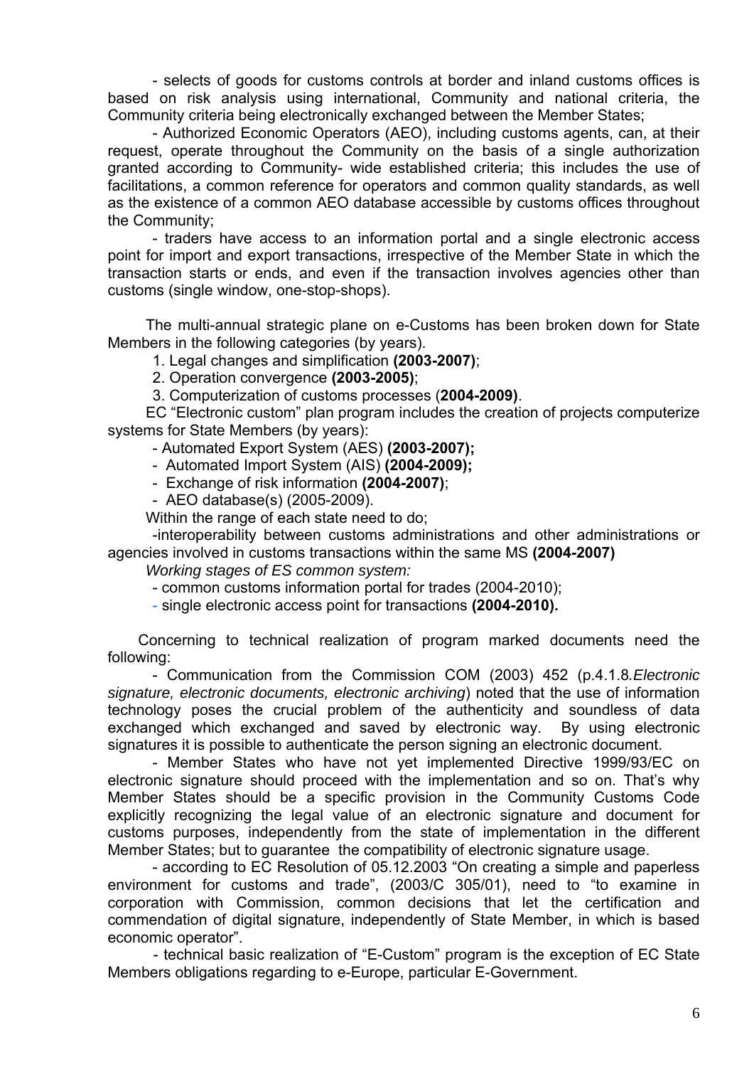- selects of goods for customs controls at border and inland customs offices is based on risk analysis using international, Community and national criteria, the Community criteria being electronically exchanged between the Member States;

- Authorized Economic Operators (AEO), including customs agents, can, at their request, operate throughout the Community on the basis of a single authorization granted according to Community- wide established criteria; this includes the use of facilitations, a common reference for operators and common quality standards, as well as the existence of a common AEO database accessible by customs offices throughout the Community;

- traders have access to an information portal and a single electronic access point for import and export transactions, irrespective of the Member State in which the transaction starts or ends, and even if the transaction involves agencies other than customs (single window, one-stop-shops).

The multi-annual strategic plane on e-Customs has been broken down for State Members in the following categories (by years).

1. Legal changes and simplification **(2003-2007)**;
2. Operation convergence **(2003-2005)**;
3. Computerization of customs processes (**2004-2009)**.

EC "Electronic custom" plan program includes the creation of projects computerize systems for State Members (by years):

- Automated Export System (AES) **(2003-2007);**
- Automated Import System (AIS) **(2004-2009);**
- Exchange of risk information **(2004-2007)**;
- AEO database(s) (2005-2009).

Within the range of each state need to do;

-interoperability between customs administrations and other administrations or agencies involved in customs transactions within the same MS **(2004-2007)**

*Working stages of ES common system:*

- common customs information portal for trades (2004-2010);
- single electronic access point for transactions **(2004-2010).**

Concerning to technical realization of program marked documents need the following:

- Communication from the Commission COM (2003) 452 (p.4.1.8.*Electronic signature, electronic documents, electronic archiving*) noted that the use of information technology poses the crucial problem of the authenticity and soundless of data exchanged which exchanged and saved by electronic way. By using electronic signatures it is possible to authenticate the person signing an electronic document.

- Member States who have not yet implemented Directive 1999/93/EC on electronic signature should proceed with the implementation and so on. That's why Member States should be a specific provision in the Community Customs Code explicitly recognizing the legal value of an electronic signature and document for customs purposes, independently from the state of implementation in the different Member States; but to guarantee the compatibility of electronic signature usage.

- according to EC Resolution of 05.12.2003 "On creating a simple and paperless environment for customs and trade", (2003/C 305/01), need to "to examine in corporation with Commission, common decisions that let the certification and commendation of digital signature, independently of State Member, in which is based economic operator".

- technical basic realization of "E-Custom" program is the exception of EC State Members obligations regarding to e-Europe, particular E-Government.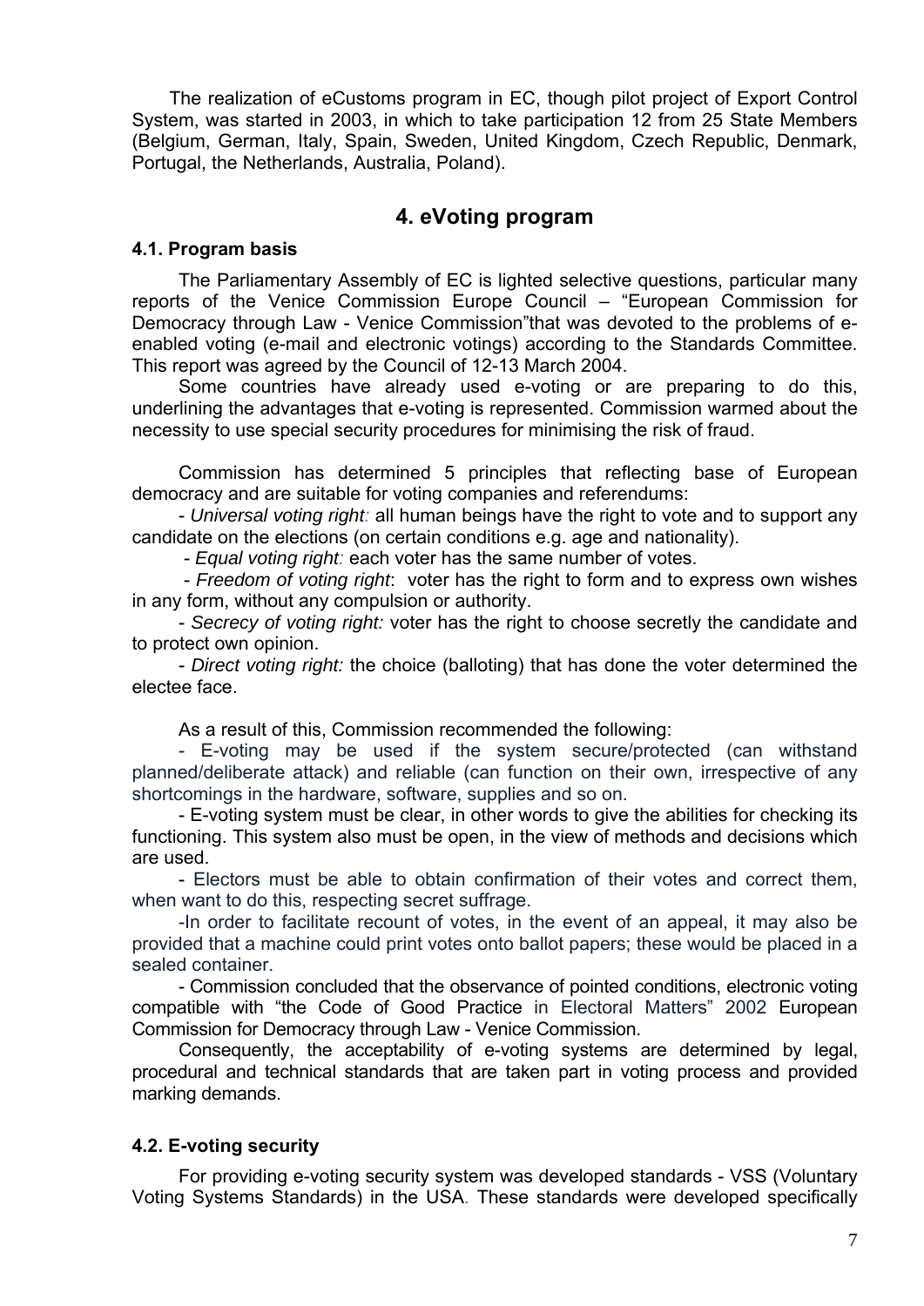The realization of eCustoms program in EC, though pilot project of Export Control System, was started in 2003, in which to take participation 12 from 25 State Members (Belgium, German, Italy, Spain, Sweden, United Kingdom, Czech Republic, Denmark, Portugal, the Netherlands, Australia, Poland).

## 4. eVoting program

### 4.1. Program basis

The Parliamentary Assembly of EC is lighted selective questions, particular many reports of the Venice Commission Europe Council – "European Commission for Democracy through Law - Venice Commission"that was devoted to the problems of e-enabled voting (e-mail and electronic votings) according to the Standards Committee. This report was agreed by the Council of 12-13 March 2004.

Some countries have already used e-voting or are preparing to do this, underlining the advantages that e-voting is represented. Commission warmed about the necessity to use special security procedures for minimising the risk of fraud.

Commission has determined 5 principles that reflecting base of European democracy and are suitable for voting companies and referendums:

- *Universal voting right:* all human beings have the right to vote and to support any candidate on the elections (on certain conditions e.g. age and nationality).
- *Equal voting right:* each voter has the same number of votes.
- *Freedom of voting right*: voter has the right to form and to express own wishes in any form, without any compulsion or authority.
- *Secrecy of voting right:* voter has the right to choose secretly the candidate and to protect own opinion.
- *Direct voting right:* the choice (balloting) that has done the voter determined the electee face.

As a result of this, Commission recommended the following:

- E-voting may be used if the system secure/protected (can withstand planned/deliberate attack) and reliable (can function on their own, irrespective of any shortcomings in the hardware, software, supplies and so on.
- E-voting system must be clear, in other words to give the abilities for checking its functioning. This system also must be open, in the view of methods and decisions which are used.
- Electors must be able to obtain confirmation of their votes and correct them, when want to do this, respecting secret suffrage.
- In order to facilitate recount of votes, in the event of an appeal, it may also be provided that a machine could print votes onto ballot papers; these would be placed in a sealed container.
- Commission concluded that the observance of pointed conditions, electronic voting compatible with "the Code of Good Practice in Electoral Matters" 2002 European Commission for Democracy through Law - Venice Commission.

Consequently, the acceptability of e-voting systems are determined by legal, procedural and technical standards that are taken part in voting process and provided marking demands.

### 4.2. E-voting security

For providing e-voting security system was developed standards - VSS (Voluntary Voting Systems Standards) in the USA. These standards were developed specifically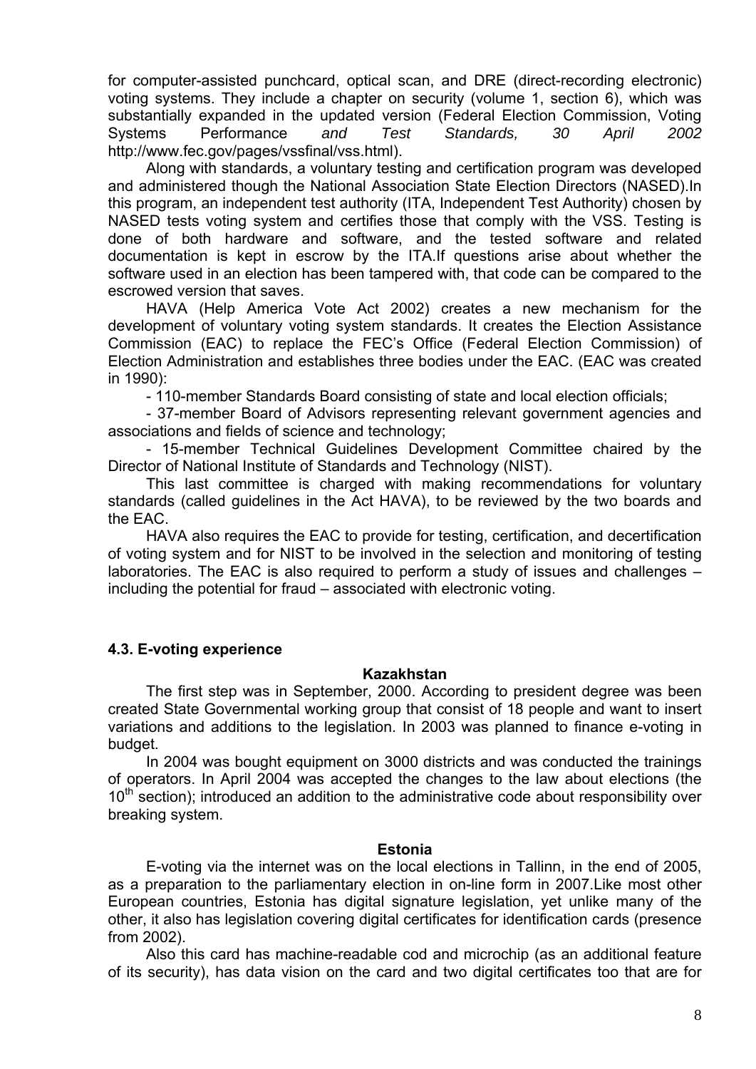for computer-assisted punchcard, optical scan, and DRE (direct-recording electronic) voting systems. They include a chapter on security (volume 1, section 6), which was substantially expanded in the updated version (Federal Election Commission, Voting Systems Performance *and Test Standards, 30 April 2002* http://www.fec.gov/pages/vssfinal/vss.html).

Along with standards, a voluntary testing and certification program was developed and administered though the National Association State Election Directors (NASED).In this program, an independent test authority (ITA, Independent Test Authority) chosen by NASED tests voting system and certifies those that comply with the VSS. Testing is done of both hardware and software, and the tested software and related documentation is kept in escrow by the ITA.If questions arise about whether the software used in an election has been tampered with, that code can be compared to the escrowed version that saves.

HAVA (Help America Vote Act 2002) creates a new mechanism for the development of voluntary voting system standards. It creates the Election Assistance Commission (EAC) to replace the FEC's Office (Federal Election Commission) of Election Administration and establishes three bodies under the EAC. (EAC was created in 1990):

- 110-member Standards Board consisting of state and local election officials;
- 37-member Board of Advisors representing relevant government agencies and associations and fields of science and technology;
- 15-member Technical Guidelines Development Committee chaired by the Director of National Institute of Standards and Technology (NIST).

This last committee is charged with making recommendations for voluntary standards (called guidelines in the Act HAVA), to be reviewed by the two boards and the EAC.

HAVA also requires the EAC to provide for testing, certification, and decertification of voting system and for NIST to be involved in the selection and monitoring of testing laboratories. The EAC is also required to perform a study of issues and challenges – including the potential for fraud – associated with electronic voting.

### 4.3. E-voting experience

**Kazakhstan**

The first step was in September, 2000. According to president degree was been created State Governmental working group that consist of 18 people and want to insert variations and additions to the legislation. In 2003 was planned to finance e-voting in budget.

In 2004 was bought equipment on 3000 districts and was conducted the trainings of operators. In April 2004 was accepted the changes to the law about elections (the 10th section); introduced an addition to the administrative code about responsibility over breaking system.

**Estonia**

E-voting via the internet was on the local elections in Tallinn, in the end of 2005, as a preparation to the parliamentary election in on-line form in 2007.Like most other European countries, Estonia has digital signature legislation, yet unlike many of the other, it also has legislation covering digital certificates for identification cards (presence from 2002).

Also this card has machine-readable cod and microchip (as an additional feature of its security), has data vision on the card and two digital certificates too that are for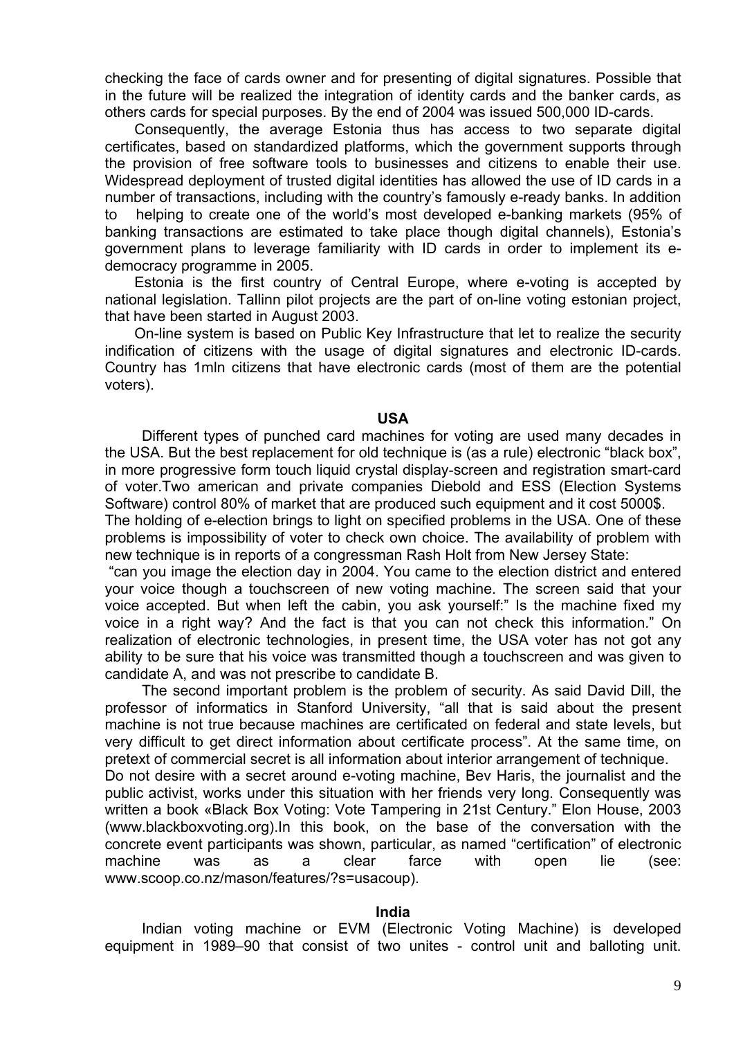checking the face of cards owner and for presenting of digital signatures. Possible that in the future will be realized the integration of identity cards and the banker cards, as others cards for special purposes. By the end of 2004 was issued 500,000 ID-cards.

Consequently, the average Estonia thus has access to two separate digital certificates, based on standardized platforms, which the government supports through the provision of free software tools to businesses and citizens to enable their use. Widespread deployment of trusted digital identities has allowed the use of ID cards in a number of transactions, including with the country's famously e-ready banks. In addition to helping to create one of the world's most developed e-banking markets (95% of banking transactions are estimated to take place though digital channels), Estonia's government plans to leverage familiarity with ID cards in order to implement its e-democracy programme in 2005.

Estonia is the first country of Central Europe, where e-voting is accepted by national legislation. Tallinn pilot projects are the part of on-line voting estonian project, that have been started in August 2003.

On-line system is based on Public Key Infrastructure that let to realize the security indification of citizens with the usage of digital signatures and electronic ID-cards. Country has 1mln citizens that have electronic cards (most of them are the potential voters).

### USA

Different types of punched card machines for voting are used many decades in the USA. But the best replacement for old technique is (as a rule) electronic "black box", in more progressive form touch liquid crystal display-screen and registration smart-card of voter.Two american and private companies Diebold and ESS (Election Systems Software) control 80% of market that are produced such equipment and it cost 5000$.

The holding of e-election brings to light on specified problems in the USA. One of these problems is impossibility of voter to check own choice. The availability of problem with new technique is in reports of a congressman Rash Holt from New Jersey State:

"can you image the election day in 2004. You came to the election district and entered your voice though a touchscreen of new voting machine. The screen said that your voice accepted. But when left the cabin, you ask yourself:" Is the machine fixed my voice in a right way? And the fact is that you can not check this information." On realization of electronic technologies, in present time, the USA voter has not got any ability to be sure that his voice was transmitted though a touchscreen and was given to candidate A, and was not prescribe to candidate B.

The second important problem is the problem of security. As said David Dill, the professor of informatics in Stanford University, "all that is said about the present machine is not true because machines are certificated on federal and state levels, but very difficult to get direct information about certificate process". At the same time, on pretext of commercial secret is all information about interior arrangement of technique.

Do not desire with a secret around e-voting machine, Bev Haris, the journalist and the public activist, works under this situation with her friends very long. Consequently was written a book «Black Box Voting: Vote Tampering in 21st Century." Elon House, 2003 (www.blackboxvoting.org).In this book, on the base of the conversation with the concrete event participants was shown, particular, as named "certification" of electronic machine was as a clear farce with open lie (see: www.scoop.co.nz/mason/features/?s=usacoup).

### India

Indian voting machine or EVM (Electronic Voting Machine) is developed equipment in 1989–90 that consist of two unites - control unit and balloting unit.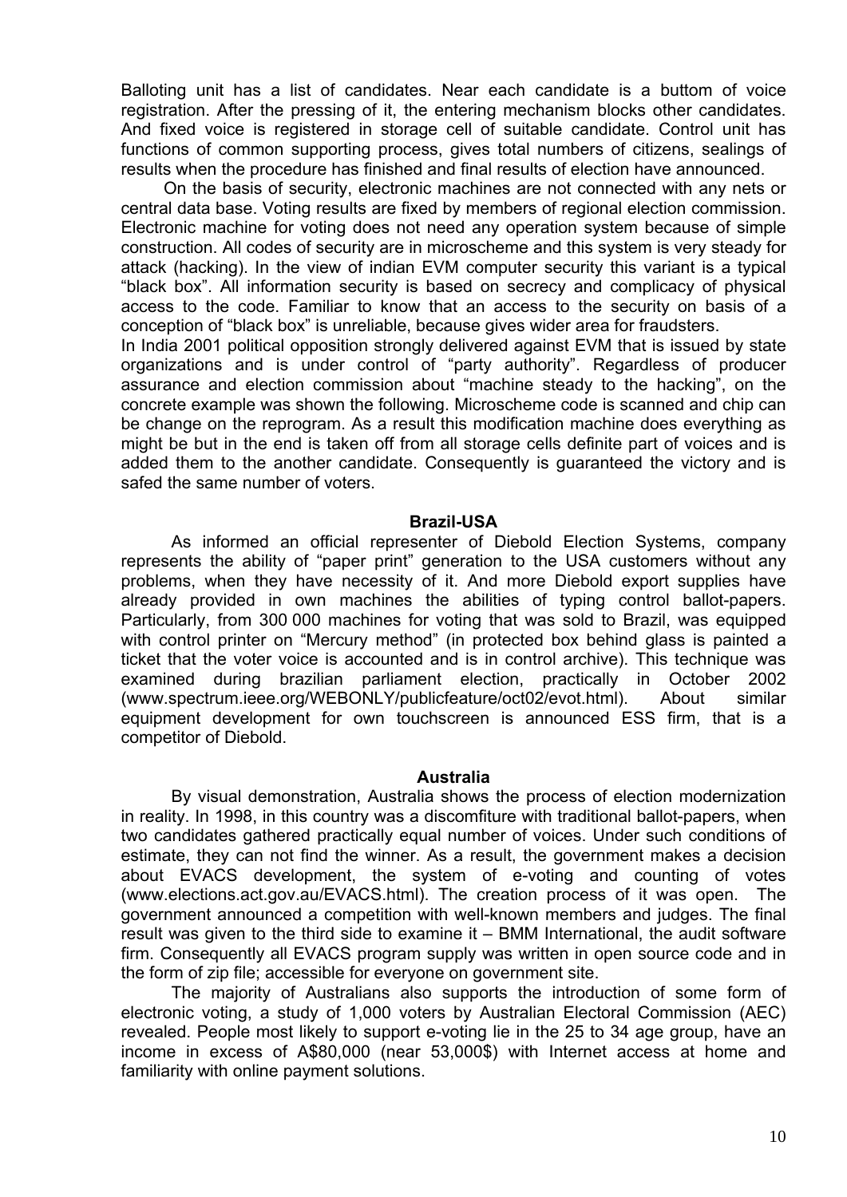Balloting unit has a list of candidates. Near each candidate is a buttom of voice registration. After the pressing of it, the entering mechanism blocks other candidates. And fixed voice is registered in storage cell of suitable candidate. Control unit has functions of common supporting process, gives total numbers of citizens, sealings of results when the procedure has finished and final results of election have announced.

On the basis of security, electronic machines are not connected with any nets or central data base. Voting results are fixed by members of regional election commission. Electronic machine for voting does not need any operation system because of simple construction. All codes of security are in microscheme and this system is very steady for attack (hacking). In the view of indian EVM computer security this variant is a typical "black box". All information security is based on secrecy and complicacy of physical access to the code. Familiar to know that an access to the security on basis of a conception of "black box" is unreliable, because gives wider area for fraudsters.

In India 2001 political opposition strongly delivered against EVM that is issued by state organizations and is under control of "party authority". Regardless of producer assurance and election commission about "machine steady to the hacking", on the concrete example was shown the following. Microscheme code is scanned and chip can be change on the reprogram. As a result this modification machine does everything as might be but in the end is taken off from all storage cells definite part of voices and is added them to the another candidate. Consequently is guaranteed the victory and is safed the same number of voters.

**Brazil-USA**

As informed an official representer of Diebold Election Systems, company represents the ability of "paper print" generation to the USA customers without any problems, when they have necessity of it. And more Diebold export supplies have already provided in own machines the abilities of typing control ballot-papers. Particularly, from 300 000 machines for voting that was sold to Brazil, was equipped with control printer on "Mercury method" (in protected box behind glass is painted a ticket that the voter voice is accounted and is in control archive). This technique was examined during brazilian parliament election, practically in October 2002 (www.spectrum.ieee.org/WEBONLY/publicfeature/oct02/evot.html). About similar equipment development for own touchscreen is announced ESS firm, that is a competitor of Diebold.

**Australia**

By visual demonstration, Australia shows the process of election modernization in reality. In 1998, in this country was a discomfiture with traditional ballot-papers, when two candidates gathered practically equal number of voices. Under such conditions of estimate, they can not find the winner. As a result, the government makes a decision about EVACS development, the system of e-voting and counting of votes (www.elections.act.gov.au/EVACS.html). The creation process of it was open. The government announced a competition with well-known members and judges. The final result was given to the third side to examine it – BMM International, the audit software firm. Consequently all EVACS program supply was written in open source code and in the form of zip file; accessible for everyone on government site.

The majority of Australians also supports the introduction of some form of electronic voting, a study of 1,000 voters by Australian Electoral Commission (AEC) revealed. People most likely to support e-voting lie in the 25 to 34 age group, have an income in excess of A$80,000 (near 53,000$) with Internet access at home and familiarity with online payment solutions.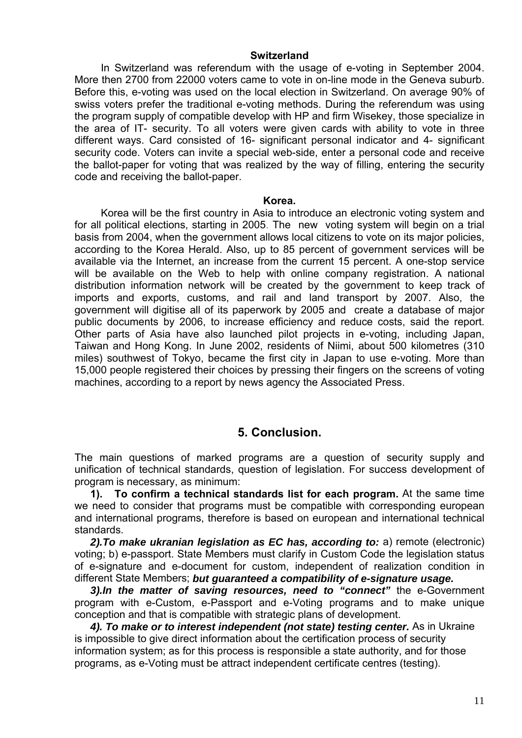### Switzerland

In Switzerland was referendum with the usage of e-voting in September 2004. More then 2700 from 22000 voters came to vote in on-line mode in the Geneva suburb. Before this, e-voting was used on the local election in Switzerland. On average 90% of swiss voters prefer the traditional e-voting methods. During the referendum was using the program supply of compatible develop with HP and firm Wisekey, those specialize in the area of IT- security. To all voters were given cards with ability to vote in three different ways. Card consisted of 16- significant personal indicator and 4- significant security code. Voters can invite a special web-side, enter a personal code and receive the ballot-paper for voting that was realized by the way of filling, entering the security code and receiving the ballot-paper.

### Korea.

Korea will be the first country in Asia to introduce an electronic voting system and for all political elections, starting in 2005. The new voting system will begin on a trial basis from 2004, when the government allows local citizens to vote on its major policies, according to the Korea Herald. Also, up to 85 percent of government services will be available via the Internet, an increase from the current 15 percent. A one-stop service will be available on the Web to help with online company registration. A national distribution information network will be created by the government to keep track of imports and exports, customs, and rail and land transport by 2007. Also, the government will digitise all of its paperwork by 2005 and create a database of major public documents by 2006, to increase efficiency and reduce costs, said the report. Other parts of Asia have also launched pilot projects in e-voting, including Japan, Taiwan and Hong Kong. In June 2002, residents of Niimi, about 500 kilometres (310 miles) southwest of Tokyo, became the first city in Japan to use e-voting. More than 15,000 people registered their choices by pressing their fingers on the screens of voting machines, according to a report by news agency the Associated Press.

## 5. Conclusion.

The main questions of marked programs are a question of security supply and unification of technical standards, question of legislation. For success development of program is necessary, as minimum:

**1). To confirm a technical standards list for each program.** At the same time we need to consider that programs must be compatible with corresponding european and international programs, therefore is based on european and international technical standards.

***2).To make ukranian legislation as EC has, according to:*** a) remote (electronic) voting; b) e-passport. State Members must clarify in Custom Code the legislation status of e-signature and e-document for custom, independent of realization condition in different State Members; ***but guaranteed a compatibility of e-signature usage.***

***3).In the matter of saving resources, need to "connect"*** the e-Government program with e-Custom, e-Passport and e-Voting programs and to make unique conception and that is compatible with strategic plans of development.

***4). To make or to interest independent (not state) testing center.*** As in Ukraine is impossible to give direct information about the certification process of security information system; as for this process is responsible a state authority, and for those programs, as e-Voting must be attract independent certificate centres (testing).